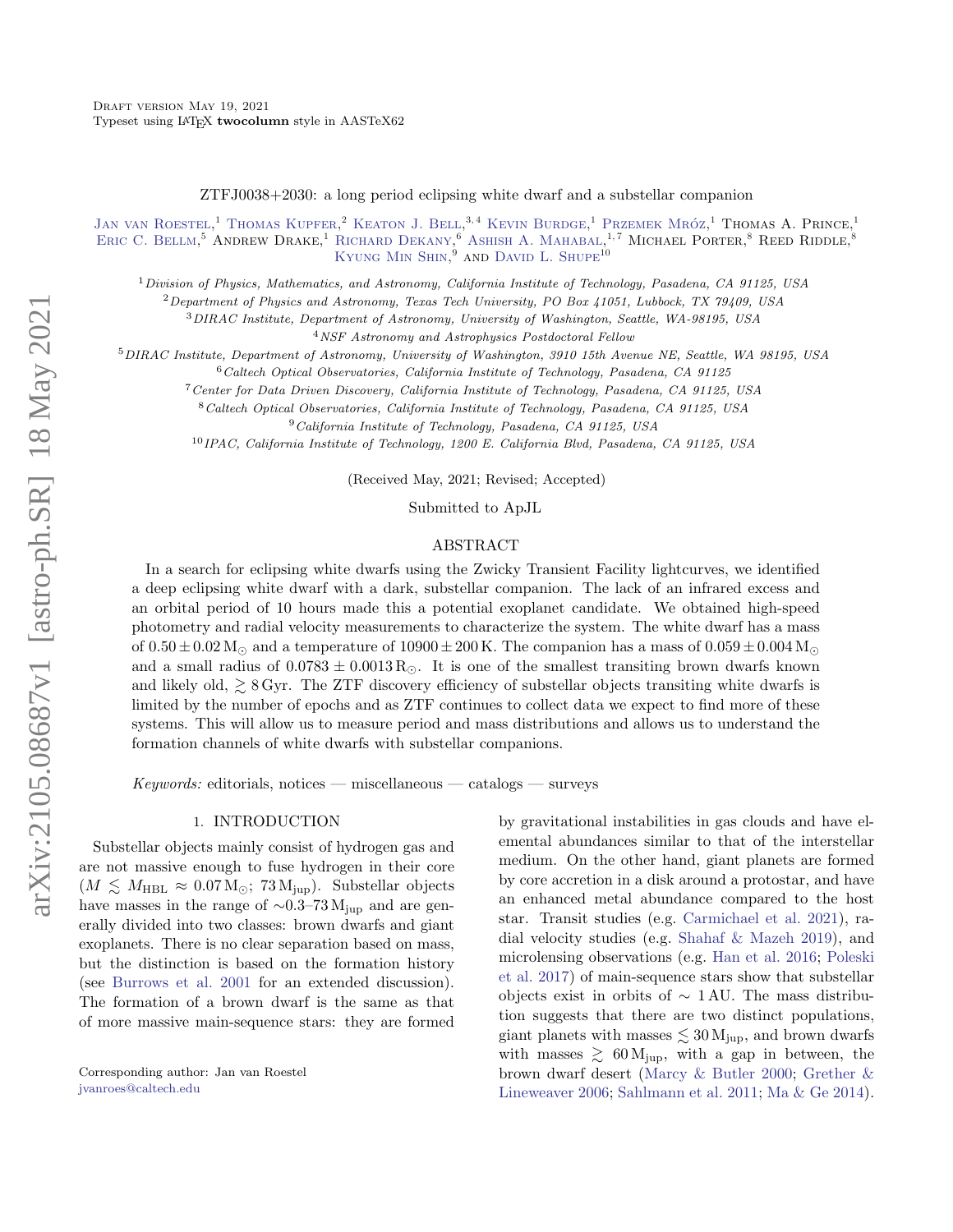Draft version May 19, 2021
Typeset using LATEX **twocolumn** style in AASTeX62

# ZTFJ0038+2030: a long period eclipsing white dwarf and a substellar companion

Jan van Roestel,[1] Thomas Kupfer,[2] Keaton J. Bell,[3,4] Kevin Burdge,[1] Przemek Mróz,[1] Thomas A. Prince,[1] Eric C. Bellm,[5] Andrew Drake,[1] Richard Dekany,[6] Ashish A. Mahabal,[1,7] Michael Porter,[8] Reed Riddle,[8] Kyung Min Shin,[9] and David L. Shupe[10]

[1] Division of Physics, Mathematics, and Astronomy, California Institute of Technology, Pasadena, CA 91125, USA
[2] Department of Physics and Astronomy, Texas Tech University, PO Box 41051, Lubbock, TX 79409, USA
[3] DIRAC Institute, Department of Astronomy, University of Washington, Seattle, WA-98195, USA
[4] NSF Astronomy and Astrophysics Postdoctoral Fellow
[5] DIRAC Institute, Department of Astronomy, University of Washington, 3910 15th Avenue NE, Seattle, WA 98195, USA
[6] Caltech Optical Observatories, California Institute of Technology, Pasadena, CA 91125
[7] Center for Data Driven Discovery, California Institute of Technology, Pasadena, CA 91125, USA
[8] Caltech Optical Observatories, California Institute of Technology, Pasadena, CA 91125, USA
[9] California Institute of Technology, Pasadena, CA 91125, USA
[10] IPAC, California Institute of Technology, 1200 E. California Blvd, Pasadena, CA 91125, USA

(Received May, 2021; Revised; Accepted)

Submitted to ApJL

## ABSTRACT

In a search for eclipsing white dwarfs using the Zwicky Transient Facility lightcurves, we identified a deep eclipsing white dwarf with a dark, substellar companion. The lack of an infrared excess and an orbital period of 10 hours made this a potential exoplanet candidate. We obtained high-speed photometry and radial velocity measurements to characterize the system. The white dwarf has a mass of $0.50 \pm 0.02\,\mathrm{M}_{\odot}$ and a temperature of $10900 \pm 200\,\mathrm{K}$. The companion has a mass of $0.059 \pm 0.004\,\mathrm{M}_{\odot}$ and a small radius of $0.0783 \pm 0.0013\,\mathrm{R}_{\odot}$. It is one of the smallest transiting brown dwarfs known and likely old, $\gtrsim 8\,\mathrm{Gyr}$. The ZTF discovery efficiency of substellar objects transiting white dwarfs is limited by the number of epochs and as ZTF continues to collect data we expect to find more of these systems. This will allow us to measure period and mass distributions and allows us to understand the formation channels of white dwarfs with substellar companions.

*Keywords:* editorials, notices — miscellaneous — catalogs — surveys

## 1. INTRODUCTION

Substellar objects mainly consist of hydrogen gas and are not massive enough to fuse hydrogen in their core ($M \lesssim M_{\mathrm{HBL}} \approx 0.07\,\mathrm{M}_{\odot}$; $73\,\mathrm{M}_{\mathrm{jup}}$). Substellar objects have masses in the range of $\sim$0.3–73 $\mathrm{M}_{\mathrm{jup}}$ and are generally divided into two classes: brown dwarfs and giant exoplanets. There is no clear separation based on mass, but the distinction is based on the formation history (see Burrows et al. 2001 for an extended discussion). The formation of a brown dwarf is the same as that of more massive main-sequence stars: they are formed by gravitational instabilities in gas clouds and have elemental abundances similar to that of the interstellar medium. On the other hand, giant planets are formed by core accretion in a disk around a protostar, and have an enhanced metal abundance compared to the host star. Transit studies (e.g. Carmichael et al. 2021), radial velocity studies (e.g. Shahaf & Mazeh 2019), and microlensing observations (e.g. Han et al. 2016; Poleski et al. 2017) of main-sequence stars show that substellar objects exist in orbits of $\sim 1\,\mathrm{AU}$. The mass distribution suggests that there are two distinct populations, giant planets with masses $\lesssim 30\,\mathrm{M}_{\mathrm{jup}}$, and brown dwarfs with masses $\gtrsim 60\,\mathrm{M}_{\mathrm{jup}}$, with a gap in between, the brown dwarf desert (Marcy & Butler 2000; Grether & Lineweaver 2006; Sahlmann et al. 2011; Ma & Ge 2014).

Corresponding author: Jan van Roestel
jvanroes@caltech.edu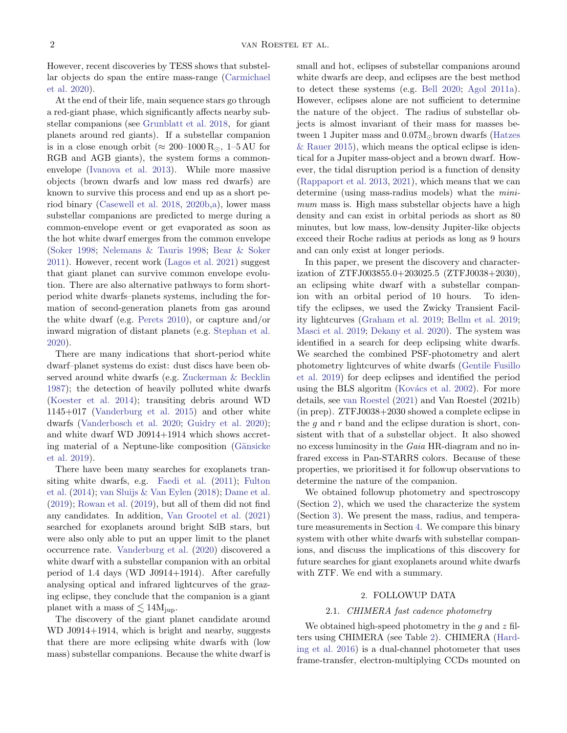However, recent discoveries by TESS shows that substellar objects do span the entire mass-range (Carmichael et al. 2020).

At the end of their life, main sequence stars go through a red-giant phase, which significantly affects nearby substellar companions (see Grunblatt et al. 2018, for giant planets around red giants). If a substellar companion is in a close enough orbit ($\approx$ 200–1000 $\mathrm{R}_{\odot}$, 1–5 AU for RGB and AGB giants), the system forms a common-envelope (Ivanova et al. 2013). While more massive objects (brown dwarfs and low mass red dwarfs) are known to survive this process and end up as a short period binary (Casewell et al. 2018, 2020b,a), lower mass substellar companions are predicted to merge during a common-envelope event or get evaporated as soon as the hot white dwarf emerges from the common envelope (Soker 1998; Nelemans & Tauris 1998; Bear & Soker 2011). However, recent work (Lagos et al. 2021) suggest that giant planet can survive common envelope evolution. There are also alternative pathways to form short-period white dwarfs–planets systems, including the formation of second-generation planets from gas around the white dwarf (e.g. Perets 2010), or capture and/or inward migration of distant planets (e.g. Stephan et al. 2020).

There are many indications that short-period white dwarf–planet systems do exist: dust discs have been observed around white dwarfs (e.g. Zuckerman & Becklin 1987); the detection of heavily polluted white dwarfs (Koester et al. 2014); transiting debris around WD 1145+017 (Vanderburg et al. 2015) and other white dwarfs (Vanderbosch et al. 2020; Guidry et al. 2020); and white dwarf WD J0914+1914 which shows accreting material of a Neptune-like composition (Gänsicke et al. 2019).

There have been many searches for exoplanets transiting white dwarfs, e.g. Faedi et al. (2011); Fulton et al. (2014); van Sluijs & Van Eylen (2018); Dame et al. (2019); Rowan et al. (2019), but all of them did not find any candidates. In addition, Van Grootel et al. (2021) searched for exoplanets around bright SdB stars, but were also only able to put an upper limit to the planet occurrence rate. Vanderburg et al. (2020) discovered a white dwarf with a substellar companion with an orbital period of 1.4 days (WD J0914+1914). After carefully analysing optical and infrared lightcurves of the grazing eclipse, they conclude that the companion is a giant planet with a mass of $\lesssim 14\mathrm{M}_{\mathrm{jup}}$.

The discovery of the giant planet candidate around WD J0914+1914, which is bright and nearby, suggests that there are more eclipsing white dwarfs with (low mass) substellar companions. Because the white dwarf is small and hot, eclipses of substellar companions around white dwarfs are deep, and eclipses are the best method to detect these systems (e.g. Bell 2020; Agol 2011a). However, eclipses alone are not sufficient to determine the nature of the object. The radius of substellar objects is almost invariant of their mass for masses between 1 Jupiter mass and $0.07\mathrm{M}_{\odot}$brown dwarfs (Hatzes & Rauer 2015), which means the optical eclipse is identical for a Jupiter mass-object and a brown dwarf. However, the tidal disruption period is a function of density (Rappaport et al. 2013, 2021), which means that we can determine (using mass-radius models) what the *minimum* mass is. High mass substellar objects have a high density and can exist in orbital periods as short as 80 minutes, but low mass, low-density Jupiter-like objects exceed their Roche radius at periods as long as 9 hours and can only exist at longer periods.

In this paper, we present the discovery and characterization of ZTFJ003855.0+203025.5 (ZTFJ0038+2030), an eclipsing white dwarf with a substellar companion with an orbital period of 10 hours. To identify the eclipses, we used the Zwicky Transient Facility lightcurves (Graham et al. 2019; Bellm et al. 2019; Masci et al. 2019; Dekany et al. 2020). The system was identified in a search for deep eclipsing white dwarfs. We searched the combined PSF-photometry and alert photometry lightcurves of white dwarfs (Gentile Fusillo et al. 2019) for deep eclipses and identified the period using the BLS algoritm (Kovács et al. 2002). For more details, see van Roestel (2021) and Van Roestel (2021b) (in prep). ZTFJ0038+2030 showed a complete eclipse in the $g$ and $r$ band and the eclipse duration is short, consistent with that of a substellar object. It also showed no excess luminosity in the *Gaia* HR-diagram and no infrared excess in Pan-STARRS colors. Because of these properties, we prioritised it for followup observations to determine the nature of the companion.

We obtained followup photometry and spectroscopy (Section 2), which we used the characterize the system (Section 3). We present the mass, radius, and temperature measurements in Section 4. We compare this binary system with other white dwarfs with substellar companions, and discuss the implications of this discovery for future searches for giant exoplanets around white dwarfs with ZTF. We end with a summary.

## 2. FOLLOWUP DATA

### 2.1. *CHIMERA fast cadence photometry*

We obtained high-speed photometry in the $g$ and $z$ filters using CHIMERA (see Table 2). CHIMERA (Harding et al. 2016) is a dual-channel photometer that uses frame-transfer, electron-multiplying CCDs mounted on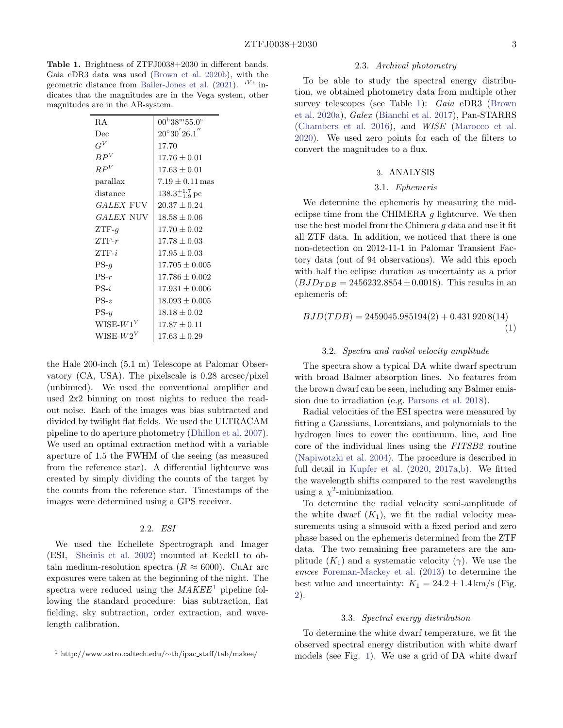**Table 1.** Brightness of ZTFJ0038+2030 in different bands. Gaia eDR3 data was used (Brown et al. 2020b), with the geometric distance from Bailer-Jones et al. (2021). '$^V$' indicates that the magnitudes are in the Vega system, other magnitudes are in the AB-system.

| | |
|---|---|
| RA | $00^{\mathrm{h}}38^{\mathrm{m}}55.0^{\mathrm{s}}$ |
| Dec | $20°30'26.1''$ |
| $G^V$ | 17.70 |
| $BP^V$ | $17.76 \pm 0.01$ |
| $RP^V$ | $17.63 \pm 0.01$ |
| parallax | $7.19 \pm 0.11$ mas |
| distance | $138.3^{+1.7}_{-1.9}$ pc |
| *GALEX* FUV | $20.37 \pm 0.24$ |
| *GALEX* NUV | $18.58 \pm 0.06$ |
| ZTF-$g$ | $17.70 \pm 0.02$ |
| ZTF-$r$ | $17.78 \pm 0.03$ |
| ZTF-$i$ | $17.95 \pm 0.03$ |
| PS-$g$ | $17.705 \pm 0.005$ |
| PS-$r$ | $17.786 \pm 0.002$ |
| PS-$i$ | $17.931 \pm 0.006$ |
| PS-$z$ | $18.093 \pm 0.005$ |
| PS-$y$ | $18.18 \pm 0.02$ |
| WISE-$W1^V$ | $17.87 \pm 0.11$ |
| WISE-$W2^V$ | $17.63 \pm 0.29$ |

the Hale 200-inch (5.1 m) Telescope at Palomar Observatory (CA, USA). The pixelscale is 0.28 arcsec/pixel (unbinned). We used the conventional amplifier and used 2x2 binning on most nights to reduce the readout noise. Each of the images was bias subtracted and divided by twilight flat fields. We used the ULTRACAM pipeline to do aperture photometry (Dhillon et al. 2007). We used an optimal extraction method with a variable aperture of 1.5 the FWHM of the seeing (as measured from the reference star). A differential lightcurve was created by simply dividing the counts of the target by the counts from the reference star. Timestamps of the images were determined using a GPS receiver.

### 2.2. *ESI*

We used the Echellette Spectrograph and Imager (ESI, Sheinis et al. 2002) mounted at KeckII to obtain medium-resolution spectra ($R \approx 6000$). CuAr arc exposures were taken at the beginning of the night. The spectra were reduced using the *MAKEE*[1] pipeline following the standard procedure: bias subtraction, flat fielding, sky subtraction, order extraction, and wavelength calibration.

[1] http://www.astro.caltech.edu/∼tb/ipac_staff/tab/makee/

### 2.3. *Archival photometry*

To be able to study the spectral energy distribution, we obtained photometry data from multiple other survey telescopes (see Table 1): *Gaia* eDR3 (Brown et al. 2020a), *Galex* (Bianchi et al. 2017), Pan-STARRS (Chambers et al. 2016), and *WISE* (Marocco et al. 2020). We used zero points for each of the filters to convert the magnitudes to a flux.

## 3. ANALYSIS

### 3.1. *Ephemeris*

We determine the ephemeris by measuring the mid-eclipse time from the CHIMERA $g$ lightcurve. We then use the best model from the Chimera $g$ data and use it fit all ZTF data. In addition, we noticed that there is one non-detection on 2012-11-1 in Palomar Transient Factory data (out of 94 observations). We add this epoch with half the eclipse duration as uncertainty as a prior ($BJD_{TDB} = 2456232.8854 \pm 0.0018$). This results in an ephemeris of:

$$BJD(TDB) = 2459045.985194(2) + 0.431\,920\,8(14) \tag{1}$$

### 3.2. *Spectra and radial velocity amplitude*

The spectra show a typical DA white dwarf spectrum with broad Balmer absorption lines. No features from the brown dwarf can be seen, including any Balmer emission due to irradiation (e.g. Parsons et al. 2018).

Radial velocities of the ESI spectra were measured by fitting a Gaussians, Lorentzians, and polynomials to the hydrogen lines to cover the continuum, line, and line core of the individual lines using the *FITSB2* routine (Napiwotzki et al. 2004). The procedure is described in full detail in Kupfer et al. (2020, 2017a,b). We fitted the wavelength shifts compared to the rest wavelengths using a $\chi^2$-minimization.

To determine the radial velocity semi-amplitude of the white dwarf ($K_1$), we fit the radial velocity measurements using a sinusoid with a fixed period and zero phase based on the ephemeris determined from the ZTF data. The two remaining free parameters are the amplitude ($K_1$) and a systematic velocity ($\gamma$). We use the *emcee* Foreman-Mackey et al. (2013) to determine the best value and uncertainty: $K_1 = 24.2 \pm 1.4$ km/s (Fig. 2).

### 3.3. *Spectral energy distribution*

To determine the white dwarf temperature, we fit the observed spectral energy distribution with white dwarf models (see Fig. 1). We use a grid of DA white dwarf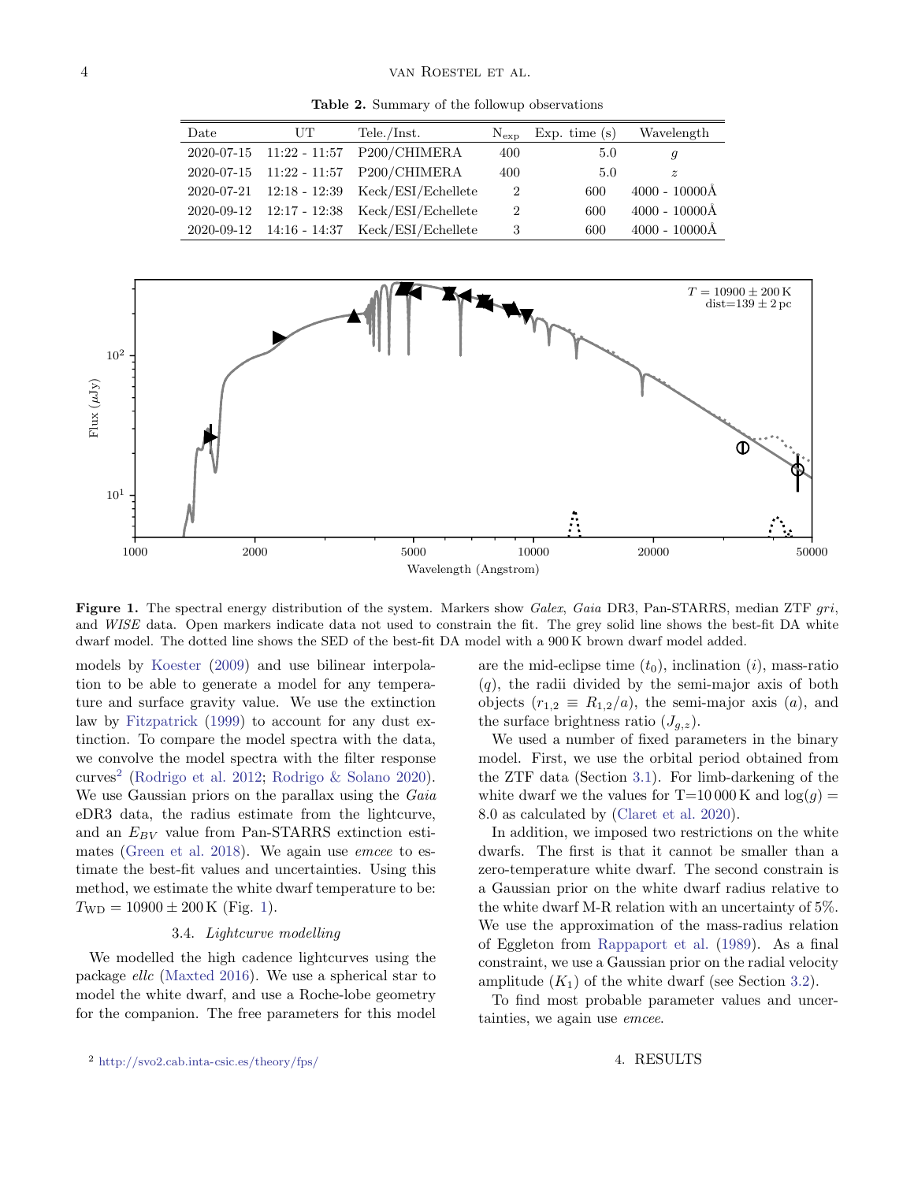**Table 2.** Summary of the followup observations

| Date | UT | Tele./Inst. | $N_{exp}$ | Exp. time (s) | Wavelength |
|---|---|---|---|---|---|
| 2020-07-15 | 11:22 - 11:57 | P200/CHIMERA | 400 | 5.0 | $g$ |
| 2020-07-15 | 11:22 - 11:57 | P200/CHIMERA | 400 | 5.0 | $z$ |
| 2020-07-21 | 12:18 - 12:39 | Keck/ESI/Echellete | 2 | 600 | 4000 - 10000Å |
| 2020-09-12 | 12:17 - 12:38 | Keck/ESI/Echellete | 2 | 600 | 4000 - 10000Å |
| 2020-09-12 | 14:16 - 14:37 | Keck/ESI/Echellete | 3 | 600 | 4000 - 10000Å |

**Figure 1.** The spectral energy distribution of the system. Markers show *Galex*, *Gaia* DR3, Pan-STARRS, median ZTF *gri*, and *WISE* data. Open markers indicate data not used to constrain the fit. The grey solid line shows the best-fit DA white dwarf model. The dotted line shows the SED of the best-fit DA model with a 900 K brown dwarf model added.

models by Koester (2009) and use bilinear interpolation to be able to generate a model for any temperature and surface gravity value. We use the extinction law by Fitzpatrick (1999) to account for any dust extinction. To compare the model spectra with the data, we convolve the model spectra with the filter response curves[2] (Rodrigo et al. 2012; Rodrigo & Solano 2020). We use Gaussian priors on the parallax using the *Gaia* eDR3 data, the radius estimate from the lightcurve, and an $E_{BV}$ value from Pan-STARRS extinction estimates (Green et al. 2018). We again use *emcee* to estimate the best-fit values and uncertainties. Using this method, we estimate the white dwarf temperature to be: $T_{\rm WD} = 10900 \pm 200\,\mathrm{K}$ (Fig. 1).

### 3.4. *Lightcurve modelling*

We modelled the high cadence lightcurves using the package *ellc* (Maxted 2016). We use a spherical star to model the white dwarf, and use a Roche-lobe geometry for the companion. The free parameters for this model are the mid-eclipse time ($t_0$), inclination ($i$), mass-ratio ($q$), the radii divided by the semi-major axis of both objects ($r_{1,2} \equiv R_{1,2}/a$), the semi-major axis ($a$), and the surface brightness ratio ($J_{g,z}$).

We used a number of fixed parameters in the binary model. First, we use the orbital period obtained from the ZTF data (Section 3.1). For limb-darkening of the white dwarf we the values for T=10 000 K and $\log(g) = 8.0$ as calculated by (Claret et al. 2020).

In addition, we imposed two restrictions on the white dwarfs. The first is that it cannot be smaller than a zero-temperature white dwarf. The second constrain is a Gaussian prior on the white dwarf radius relative to the white dwarf M-R relation with an uncertainty of 5%. We use the approximation of the mass-radius relation of Eggleton from Rappaport et al. (1989). As a final constraint, we use a Gaussian prior on the radial velocity amplitude ($K_1$) of the white dwarf (see Section 3.2).

To find most probable parameter values and uncertainties, we again use *emcee*.

## 4. RESULTS

[2] http://svo2.cab.inta-csic.es/theory/fps/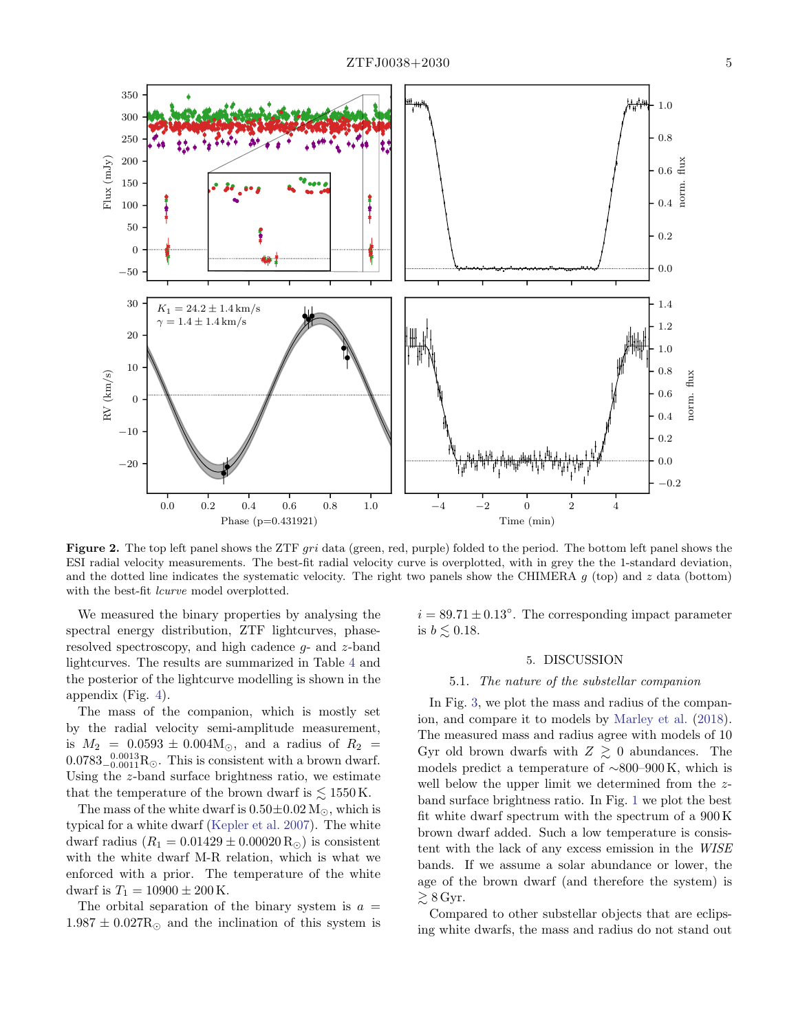**Figure 2.** The top left panel shows the ZTF *gri* data (green, red, purple) folded to the period. The bottom left panel shows the ESI radial velocity measurements. The best-fit radial velocity curve is overplotted, with in grey the the 1-standard deviation, and the dotted line indicates the systematic velocity. The right two panels show the CHIMERA *g* (top) and *z* data (bottom) with the best-fit *lcurve* model overplotted.

We measured the binary properties by analysing the spectral energy distribution, ZTF lightcurves, phase-resolved spectroscopy, and high cadence $g$- and $z$-band lightcurves. The results are summarized in Table 4 and the posterior of the lightcurve modelling is shown in the appendix (Fig. 4).

The mass of the companion, which is mostly set by the radial velocity semi-amplitude measurement, is $M_2 = 0.0593 \pm 0.004 \mathrm{M}_{\odot}$, and a radius of $R_2 = 0.0783^{0.0013}_{-0.0011} \mathrm{R}_{\odot}$. This is consistent with a brown dwarf. Using the $z$-band surface brightness ratio, we estimate that the temperature of the brown dwarf is $\lesssim 1550\,\mathrm{K}$.

The mass of the white dwarf is $0.50 \pm 0.02\,\mathrm{M}_{\odot}$, which is typical for a white dwarf (Kepler et al. 2007). The white dwarf radius ($R_1 = 0.01429 \pm 0.00020\,\mathrm{R}_{\odot}$) is consistent with the white dwarf M-R relation, which is what we enforced with a prior. The temperature of the white dwarf is $T_1 = 10900 \pm 200\,\mathrm{K}$.

The orbital separation of the binary system is $a = 1.987 \pm 0.027 \mathrm{R}_{\odot}$ and the inclination of this system is $i = 89.71 \pm 0.13^{\circ}$. The corresponding impact parameter is $b \lesssim 0.18$.

## 5. DISCUSSION

### 5.1. *The nature of the substellar companion*

In Fig. 3, we plot the mass and radius of the companion, and compare it to models by Marley et al. (2018). The measured mass and radius agree with models of 10 Gyr old brown dwarfs with $Z \gtrsim 0$ abundances. The models predict a temperature of ∼800–900 K, which is well below the upper limit we determined from the $z$-band surface brightness ratio. In Fig. 1 we plot the best fit white dwarf spectrum with the spectrum of a 900 K brown dwarf added. Such a low temperature is consistent with the lack of any excess emission in the *WISE* bands. If we assume a solar abundance or lower, the age of the brown dwarf (and therefore the system) is $\gtrsim 8\,\mathrm{Gyr}$.

Compared to other substellar objects that are eclipsing white dwarfs, the mass and radius do not stand out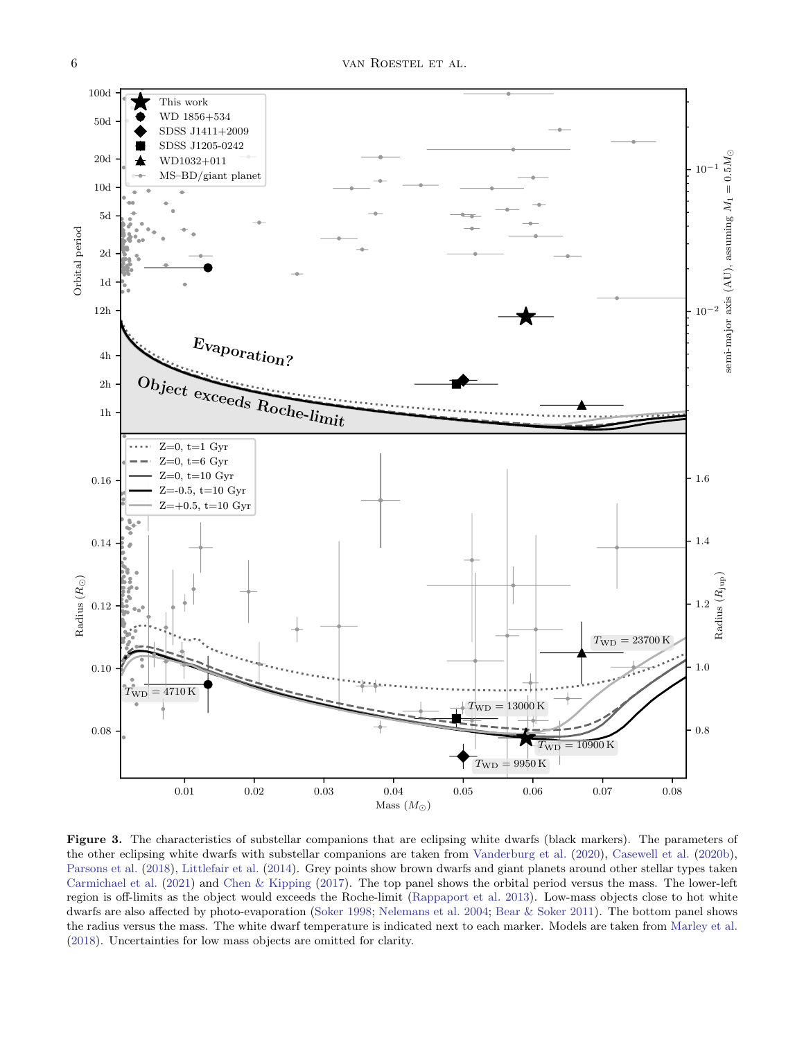**Figure 3.** The characteristics of substellar companions that are eclipsing white dwarfs (black markers). The parameters of the other eclipsing white dwarfs with substellar companions are taken from Vanderburg et al. (2020), Casewell et al. (2020b), Parsons et al. (2018), Littlefair et al. (2014). Grey points show brown dwarfs and giant planets around other stellar types taken Carmichael et al. (2021) and Chen & Kipping (2017). The top panel shows the orbital period versus the mass. The lower-left region is off-limits as the object would exceeds the Roche-limit (Rappaport et al. 2013). Low-mass objects close to hot white dwarfs are also affected by photo-evaporation (Soker 1998; Nelemans et al. 2004; Bear & Soker 2011). The bottom panel shows the radius versus the mass. The white dwarf temperature is indicated next to each marker. Models are taken from Marley et al. (2018). Uncertainties for low mass objects are omitted for clarity.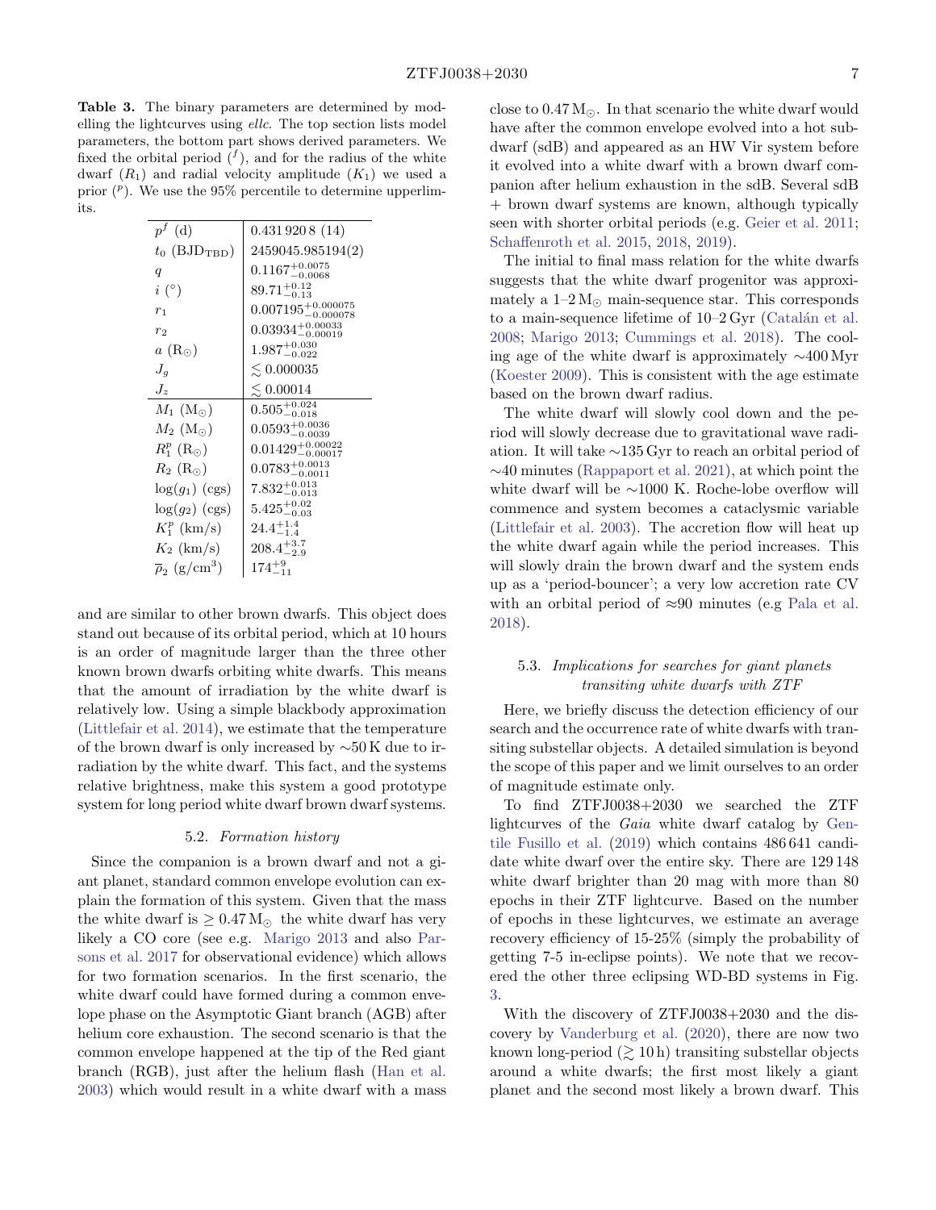**Table 3.** The binary parameters are determined by modelling the lightcurves using *ellc*. The top section lists model parameters, the bottom part shows derived parameters. We fixed the orbital period ($^f$), and for the radius of the white dwarf ($R_1$) and radial velocity amplitude ($K_1$) we used a prior ($^p$). We use the 95% percentile to determine upperlimits.

| | |
|---|---|
| $p^f$ (d) | 0.431 920 8 (14) |
| $t_0$ (BJD$_{\rm TBD}$) | 2459045.985194(2) |
| $q$ | $0.1167^{+0.0075}_{-0.0068}$ |
| $i$ (°) | $89.71^{+0.12}_{-0.13}$ |
| $r_1$ | $0.007195^{+0.000075}_{-0.000078}$ |
| $r_2$ | $0.03934^{+0.00033}_{-0.00019}$ |
| $a$ ($R_\odot$) | $1.987^{+0.030}_{-0.022}$ |
| $J_g$ | $\lesssim 0.000035$ |
| $J_z$ | $\lesssim 0.00014$ |
| $M_1$ ($M_\odot$) | $0.505^{+0.024}_{-0.018}$ |
| $M_2$ ($M_\odot$) | $0.0593^{+0.0036}_{-0.0039}$ |
| $R_1^p$ ($R_\odot$) | $0.01429^{+0.00022}_{-0.00017}$ |
| $R_2$ ($R_\odot$) | $0.0783^{+0.0013}_{-0.0011}$ |
| $\log(g_1)$ (cgs) | $7.832^{+0.013}_{-0.013}$ |
| $\log(g_2)$ (cgs) | $5.425^{+0.02}_{-0.03}$ |
| $K_1^p$ (km/s) | $24.4^{+1.4}_{-1.4}$ |
| $K_2$ (km/s) | $208.4^{+3.7}_{-2.9}$ |
| $\overline{\rho}_2$ (g/cm$^3$) | $174^{+9}_{-11}$ |

and are similar to other brown dwarfs. This object does stand out because of its orbital period, which at 10 hours is an order of magnitude larger than the three other known brown dwarfs orbiting white dwarfs. This means that the amount of irradiation by the white dwarf is relatively low. Using a simple blackbody approximation (Littlefair et al. 2014), we estimate that the temperature of the brown dwarf is only increased by ∼50 K due to irradiation by the white dwarf. This fact, and the systems relative brightness, make this system a good prototype system for long period white dwarf brown dwarf systems.

### 5.2. *Formation history*

Since the companion is a brown dwarf and not a giant planet, standard common envelope evolution can explain the formation of this system. Given that the mass the white dwarf is $\geq 0.47\,M_\odot$ the white dwarf has very likely a CO core (see e.g. Marigo 2013 and also Parsons et al. 2017 for observational evidence) which allows for two formation scenarios. In the first scenario, the white dwarf could have formed during a common envelope phase on the Asymptotic Giant branch (AGB) after helium core exhaustion. The second scenario is that the common envelope happened at the tip of the Red giant branch (RGB), just after the helium flash (Han et al. 2003) which would result in a white dwarf with a mass close to $0.47\,M_\odot$. In that scenario the white dwarf would have after the common envelope evolved into a hot subdwarf (sdB) and appeared as an HW Vir system before it evolved into a white dwarf with a brown dwarf companion after helium exhaustion in the sdB. Several sdB + brown dwarf systems are known, although typically seen with shorter orbital periods (e.g. Geier et al. 2011; Schaffenroth et al. 2015, 2018, 2019).

The initial to final mass relation for the white dwarfs suggests that the white dwarf progenitor was approximately a 1–2 $M_\odot$ main-sequence star. This corresponds to a main-sequence lifetime of 10–2 Gyr (Catalán et al. 2008; Marigo 2013; Cummings et al. 2018). The cooling age of the white dwarf is approximately ∼400 Myr (Koester 2009). This is consistent with the age estimate based on the brown dwarf radius.

The white dwarf will slowly cool down and the period will slowly decrease due to gravitational wave radiation. It will take ∼135 Gyr to reach an orbital period of ∼40 minutes (Rappaport et al. 2021), at which point the white dwarf will be ∼1000 K. Roche-lobe overflow will commence and system becomes a cataclysmic variable (Littlefair et al. 2003). The accretion flow will heat up the white dwarf again while the period increases. This will slowly drain the brown dwarf and the system ends up as a 'period-bouncer'; a very low accretion rate CV with an orbital period of ≈90 minutes (e.g Pala et al. 2018).

### 5.3. *Implications for searches for giant planets transiting white dwarfs with ZTF*

Here, we briefly discuss the detection efficiency of our search and the occurrence rate of white dwarfs with transiting substellar objects. A detailed simulation is beyond the scope of this paper and we limit ourselves to an order of magnitude estimate only.

To find ZTFJ0038+2030 we searched the ZTF lightcurves of the *Gaia* white dwarf catalog by Gentile Fusillo et al. (2019) which contains 486 641 candidate white dwarf over the entire sky. There are 129 148 white dwarf brighter than 20 mag with more than 80 epochs in their ZTF lightcurve. Based on the number of epochs in these lightcurves, we estimate an average recovery efficiency of 15-25% (simply the probability of getting 7-5 in-eclipse points). We note that we recovered the other three eclipsing WD-BD systems in Fig. 3.

With the discovery of ZTFJ0038+2030 and the discovery by Vanderburg et al. (2020), there are now two known long-period ($\gtrsim 10$ h) transiting substellar objects around a white dwarfs; the first most likely a giant planet and the second most likely a brown dwarf. This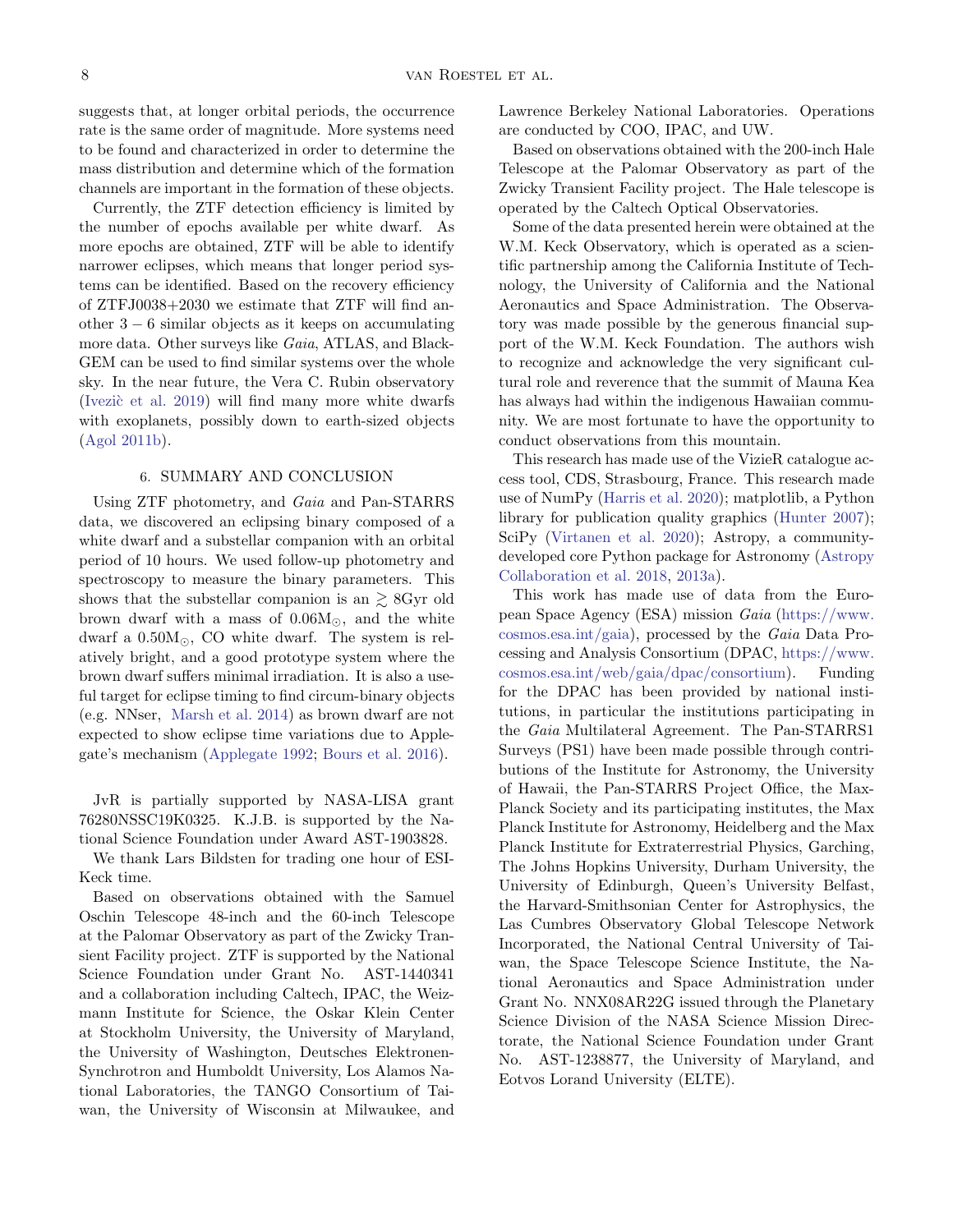suggests that, at longer orbital periods, the occurrence rate is the same order of magnitude. More systems need to be found and characterized in order to determine the mass distribution and determine which of the formation channels are important in the formation of these objects.

Currently, the ZTF detection efficiency is limited by the number of epochs available per white dwarf. As more epochs are obtained, ZTF will be able to identify narrower eclipses, which means that longer period systems can be identified. Based on the recovery efficiency of ZTFJ0038+2030 we estimate that ZTF will find another $3-6$ similar objects as it keeps on accumulating more data. Other surveys like *Gaia*, ATLAS, and BlackGEM can be used to find similar systems over the whole sky. In the near future, the Vera C. Rubin observatory (Ivezič et al. 2019) will find many more white dwarfs with exoplanets, possibly down to earth-sized objects (Agol 2011b).

## 6. SUMMARY AND CONCLUSION

Using ZTF photometry, and *Gaia* and Pan-STARRS data, we discovered an eclipsing binary composed of a white dwarf and a substellar companion with an orbital period of 10 hours. We used follow-up photometry and spectroscopy to measure the binary parameters. This shows that the substellar companion is an $\gtrsim$ 8Gyr old brown dwarf with a mass of $0.06\mathrm{M}_{\odot}$, and the white dwarf a $0.50\mathrm{M}_{\odot}$, CO white dwarf. The system is relatively bright, and a good prototype system where the brown dwarf suffers minimal irradiation. It is also a useful target for eclipse timing to find circum-binary objects (e.g. NNser, Marsh et al. 2014) as brown dwarf are not expected to show eclipse time variations due to Applegate's mechanism (Applegate 1992; Bours et al. 2016).

JvR is partially supported by NASA-LISA grant 76280NSSC19K0325. K.J.B. is supported by the National Science Foundation under Award AST-1903828.

We thank Lars Bildsten for trading one hour of ESI-Keck time.

Based on observations obtained with the Samuel Oschin Telescope 48-inch and the 60-inch Telescope at the Palomar Observatory as part of the Zwicky Transient Facility project. ZTF is supported by the National Science Foundation under Grant No. AST-1440341 and a collaboration including Caltech, IPAC, the Weizmann Institute for Science, the Oskar Klein Center at Stockholm University, the University of Maryland, the University of Washington, Deutsches Elektronen-Synchrotron and Humboldt University, Los Alamos National Laboratories, the TANGO Consortium of Taiwan, the University of Wisconsin at Milwaukee, and Lawrence Berkeley National Laboratories. Operations are conducted by COO, IPAC, and UW.

Based on observations obtained with the 200-inch Hale Telescope at the Palomar Observatory as part of the Zwicky Transient Facility project. The Hale telescope is operated by the Caltech Optical Observatories.

Some of the data presented herein were obtained at the W.M. Keck Observatory, which is operated as a scientific partnership among the California Institute of Technology, the University of California and the National Aeronautics and Space Administration. The Observatory was made possible by the generous financial support of the W.M. Keck Foundation. The authors wish to recognize and acknowledge the very significant cultural role and reverence that the summit of Mauna Kea has always had within the indigenous Hawaiian community. We are most fortunate to have the opportunity to conduct observations from this mountain.

This research has made use of the VizieR catalogue access tool, CDS, Strasbourg, France. This research made use of NumPy (Harris et al. 2020); matplotlib, a Python library for publication quality graphics (Hunter 2007); SciPy (Virtanen et al. 2020); Astropy, a community-developed core Python package for Astronomy (Astropy Collaboration et al. 2018, 2013a).

This work has made use of data from the European Space Agency (ESA) mission *Gaia* (https://www.cosmos.esa.int/gaia), processed by the *Gaia* Data Processing and Analysis Consortium (DPAC, https://www.cosmos.esa.int/web/gaia/dpac/consortium). Funding for the DPAC has been provided by national institutions, in particular the institutions participating in the *Gaia* Multilateral Agreement. The Pan-STARRS1 Surveys (PS1) have been made possible through contributions of the Institute for Astronomy, the University of Hawaii, the Pan-STARRS Project Office, the Max-Planck Society and its participating institutes, the Max Planck Institute for Astronomy, Heidelberg and the Max Planck Institute for Extraterrestrial Physics, Garching, The Johns Hopkins University, Durham University, the University of Edinburgh, Queen's University Belfast, the Harvard-Smithsonian Center for Astrophysics, the Las Cumbres Observatory Global Telescope Network Incorporated, the National Central University of Taiwan, the Space Telescope Science Institute, the National Aeronautics and Space Administration under Grant No. NNX08AR22G issued through the Planetary Science Division of the NASA Science Mission Directorate, the National Science Foundation under Grant No. AST-1238877, the University of Maryland, and Eotvos Lorand University (ELTE).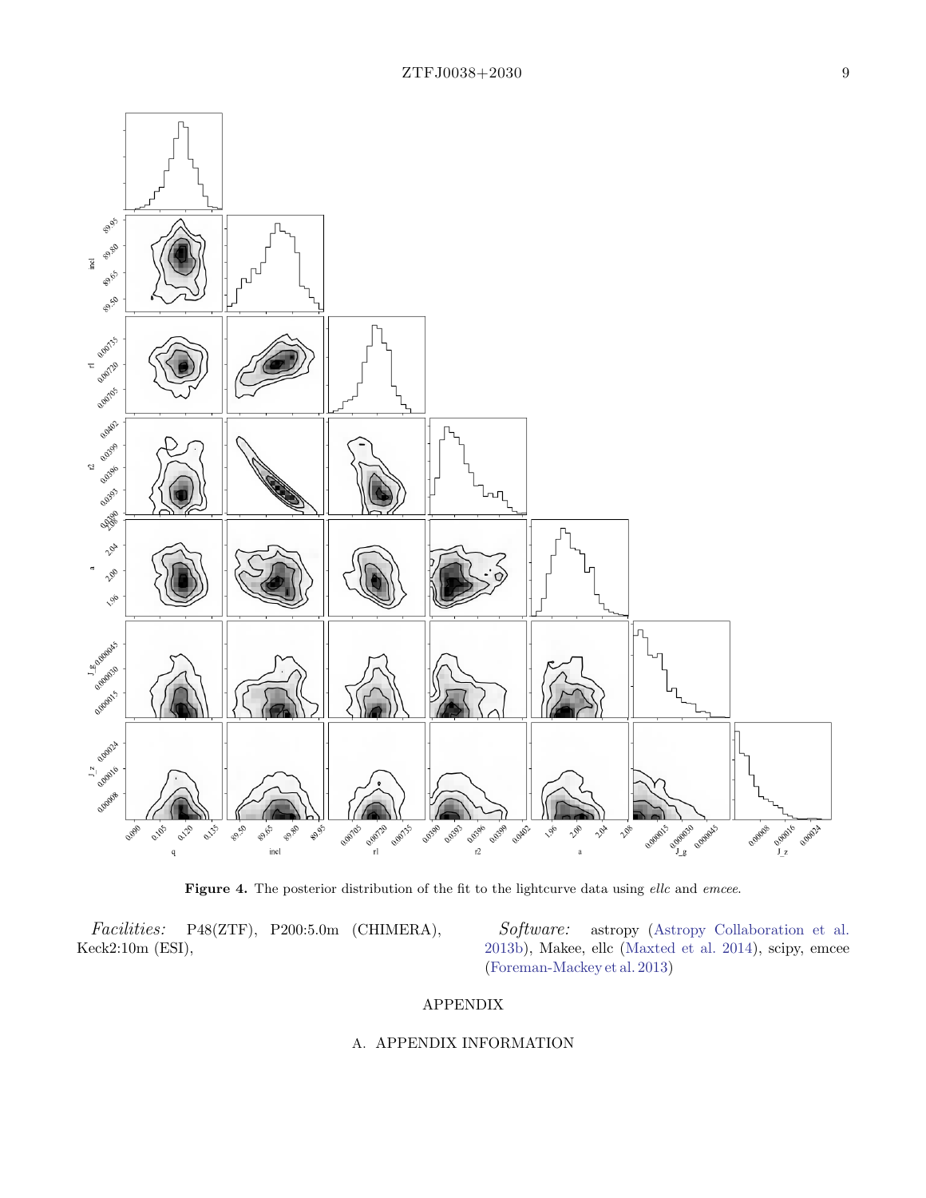**Figure 4.** The posterior distribution of the fit to the lightcurve data using *ellc* and *emcee*.

*Facilities:* P48(ZTF), P200:5.0m (CHIMERA), Keck2:10m (ESI),

*Software:* astropy (Astropy Collaboration et al. 2013b), Makee, ellc (Maxted et al. 2014), scipy, emcee (Foreman-Mackey et al. 2013)

# APPENDIX

## A. APPENDIX INFORMATION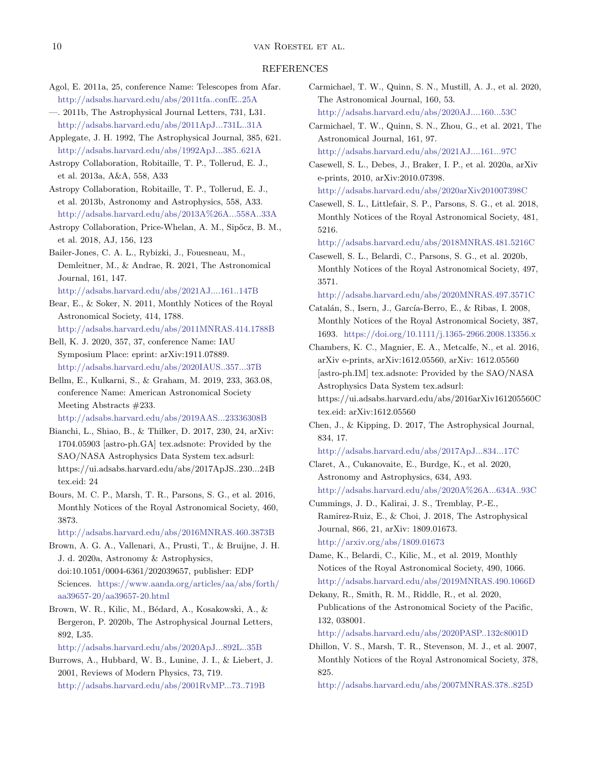## REFERENCES

Agol, E. 2011a, 25, conference Name: Telescopes from Afar. http://adsabs.harvard.edu/abs/2011tfa..confE..25A

—. 2011b, The Astrophysical Journal Letters, 731, L31. http://adsabs.harvard.edu/abs/2011ApJ...731L..31A

Applegate, J. H. 1992, The Astrophysical Journal, 385, 621. http://adsabs.harvard.edu/abs/1992ApJ...385..621A

Astropy Collaboration, Robitaille, T. P., Tollerud, E. J., et al. 2013a, A&A, 558, A33

Astropy Collaboration, Robitaille, T. P., Tollerud, E. J., et al. 2013b, Astronomy and Astrophysics, 558, A33. http://adsabs.harvard.edu/abs/2013A%26A...558A..33A

Astropy Collaboration, Price-Whelan, A. M., Sipőcz, B. M., et al. 2018, AJ, 156, 123

Bailer-Jones, C. A. L., Rybizki, J., Fouesneau, M., Demleitner, M., & Andrae, R. 2021, The Astronomical Journal, 161, 147. http://adsabs.harvard.edu/abs/2021AJ....161..147B

Bear, E., & Soker, N. 2011, Monthly Notices of the Royal Astronomical Society, 414, 1788. http://adsabs.harvard.edu/abs/2011MNRAS.414.1788B

Bell, K. J. 2020, 357, 37, conference Name: IAU Symposium Place: eprint: arXiv:1911.07889. http://adsabs.harvard.edu/abs/2020IAUS..357...37B

Bellm, E., Kulkarni, S., & Graham, M. 2019, 233, 363.08, conference Name: American Astronomical Society Meeting Abstracts #233. http://adsabs.harvard.edu/abs/2019AAS...23336308B

Bianchi, L., Shiao, B., & Thilker, D. 2017, 230, 24, arXiv: 1704.05903 [astro-ph.GA] tex.adsnote: Provided by the SAO/NASA Astrophysics Data System tex.adsurl: https://ui.adsabs.harvard.edu/abs/2017ApJS..230...24B tex.eid: 24

Bours, M. C. P., Marsh, T. R., Parsons, S. G., et al. 2016, Monthly Notices of the Royal Astronomical Society, 460, 3873. http://adsabs.harvard.edu/abs/2016MNRAS.460.3873B

Brown, A. G. A., Vallenari, A., Prusti, T., & Bruijne, J. H. J. d. 2020a, Astronomy & Astrophysics, doi:10.1051/0004-6361/202039657, publisher: EDP Sciences. https://www.aanda.org/articles/aa/abs/forth/aa39657-20/aa39657-20.html

Brown, W. R., Kilic, M., Bédard, A., Kosakowski, A., & Bergeron, P. 2020b, The Astrophysical Journal Letters, 892, L35. http://adsabs.harvard.edu/abs/2020ApJ...892L..35B

Burrows, A., Hubbard, W. B., Lunine, J. I., & Liebert, J. 2001, Reviews of Modern Physics, 73, 719. http://adsabs.harvard.edu/abs/2001RvMP...73..719B

Carmichael, T. W., Quinn, S. N., Mustill, A. J., et al. 2020, The Astronomical Journal, 160, 53. http://adsabs.harvard.edu/abs/2020AJ....160...53C

Carmichael, T. W., Quinn, S. N., Zhou, G., et al. 2021, The Astronomical Journal, 161, 97. http://adsabs.harvard.edu/abs/2021AJ....161...97C

Casewell, S. L., Debes, J., Braker, I. P., et al. 2020a, arXiv e-prints, 2010, arXiv:2010.07398. http://adsabs.harvard.edu/abs/2020arXiv201007398C

Casewell, S. L., Littlefair, S. P., Parsons, S. G., et al. 2018, Monthly Notices of the Royal Astronomical Society, 481, 5216. http://adsabs.harvard.edu/abs/2018MNRAS.481.5216C

Casewell, S. L., Belardi, C., Parsons, S. G., et al. 2020b, Monthly Notices of the Royal Astronomical Society, 497, 3571. http://adsabs.harvard.edu/abs/2020MNRAS.497.3571C

Catalán, S., Isern, J., García-Berro, E., & Ribas, I. 2008, Monthly Notices of the Royal Astronomical Society, 387, 1693. https://doi.org/10.1111/j.1365-2966.2008.13356.x

Chambers, K. C., Magnier, E. A., Metcalfe, N., et al. 2016, arXiv e-prints, arXiv:1612.05560, arXiv: 1612.05560 [astro-ph.IM] tex.adsnote: Provided by the SAO/NASA Astrophysics Data System tex.adsurl: https://ui.adsabs.harvard.edu/abs/2016arXiv161205560C tex.eid: arXiv:1612.05560

Chen, J., & Kipping, D. 2017, The Astrophysical Journal, 834, 17. http://adsabs.harvard.edu/abs/2017ApJ...834...17C

Claret, A., Cukanovaite, E., Burdge, K., et al. 2020, Astronomy and Astrophysics, 634, A93. http://adsabs.harvard.edu/abs/2020A%26A...634A..93C

Cummings, J. D., Kalirai, J. S., Tremblay, P.-E., Ramirez-Ruiz, E., & Choi, J. 2018, The Astrophysical Journal, 866, 21, arXiv: 1809.01673. http://arxiv.org/abs/1809.01673

Dame, K., Belardi, C., Kilic, M., et al. 2019, Monthly Notices of the Royal Astronomical Society, 490, 1066. http://adsabs.harvard.edu/abs/2019MNRAS.490.1066D

Dekany, R., Smith, R. M., Riddle, R., et al. 2020, Publications of the Astronomical Society of the Pacific, 132, 038001. http://adsabs.harvard.edu/abs/2020PASP..132c8001D

Dhillon, V. S., Marsh, T. R., Stevenson, M. J., et al. 2007, Monthly Notices of the Royal Astronomical Society, 378, 825. http://adsabs.harvard.edu/abs/2007MNRAS.378..825D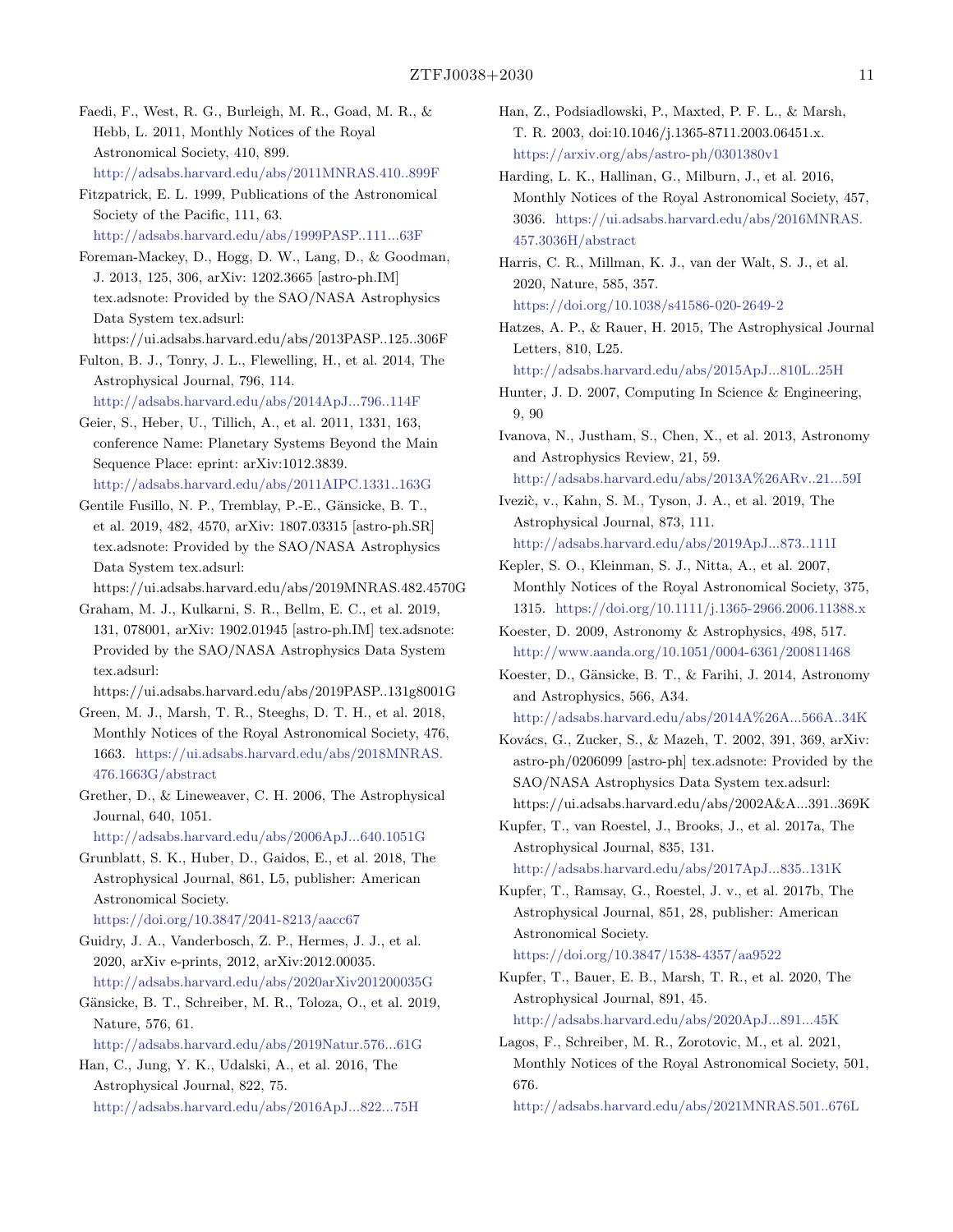Faedi, F., West, R. G., Burleigh, M. R., Goad, M. R., & Hebb, L. 2011, Monthly Notices of the Royal Astronomical Society, 410, 899. http://adsabs.harvard.edu/abs/2011MNRAS.410..899F

Fitzpatrick, E. L. 1999, Publications of the Astronomical Society of the Pacific, 111, 63. http://adsabs.harvard.edu/abs/1999PASP..111...63F

Foreman-Mackey, D., Hogg, D. W., Lang, D., & Goodman, J. 2013, 125, 306, arXiv: 1202.3665 [astro-ph.IM] tex.adsnote: Provided by the SAO/NASA Astrophysics Data System tex.adsurl: https://ui.adsabs.harvard.edu/abs/2013PASP..125..306F

Fulton, B. J., Tonry, J. L., Flewelling, H., et al. 2014, The Astrophysical Journal, 796, 114. http://adsabs.harvard.edu/abs/2014ApJ...796..114F

Geier, S., Heber, U., Tillich, A., et al. 2011, 1331, 163, conference Name: Planetary Systems Beyond the Main Sequence Place: eprint: arXiv:1012.3839. http://adsabs.harvard.edu/abs/2011AIPC.1331..163G

Gentile Fusillo, N. P., Tremblay, P.-E., Gänsicke, B. T., et al. 2019, 482, 4570, arXiv: 1807.03315 [astro-ph.SR] tex.adsnote: Provided by the SAO/NASA Astrophysics Data System tex.adsurl: https://ui.adsabs.harvard.edu/abs/2019MNRAS.482.4570G

Graham, M. J., Kulkarni, S. R., Bellm, E. C., et al. 2019, 131, 078001, arXiv: 1902.01945 [astro-ph.IM] tex.adsnote: Provided by the SAO/NASA Astrophysics Data System tex.adsurl: https://ui.adsabs.harvard.edu/abs/2019PASP..131g8001G

Green, M. J., Marsh, T. R., Steeghs, D. T. H., et al. 2018, Monthly Notices of the Royal Astronomical Society, 476, 1663. https://ui.adsabs.harvard.edu/abs/2018MNRAS.476.1663G/abstract

Grether, D., & Lineweaver, C. H. 2006, The Astrophysical Journal, 640, 1051. http://adsabs.harvard.edu/abs/2006ApJ...640.1051G

Grunblatt, S. K., Huber, D., Gaidos, E., et al. 2018, The Astrophysical Journal, 861, L5, publisher: American Astronomical Society. https://doi.org/10.3847/2041-8213/aacc67

Guidry, J. A., Vanderbosch, Z. P., Hermes, J. J., et al. 2020, arXiv e-prints, 2012, arXiv:2012.00035. http://adsabs.harvard.edu/abs/2020arXiv201200035G

Gänsicke, B. T., Schreiber, M. R., Toloza, O., et al. 2019, Nature, 576, 61. http://adsabs.harvard.edu/abs/2019Natur.576...61G

Han, C., Jung, Y. K., Udalski, A., et al. 2016, The Astrophysical Journal, 822, 75. http://adsabs.harvard.edu/abs/2016ApJ...822...75H

Han, Z., Podsiadlowski, P., Maxted, P. F. L., & Marsh, T. R. 2003, doi:10.1046/j.1365-8711.2003.06451.x. https://arxiv.org/abs/astro-ph/0301380v1

Harding, L. K., Hallinan, G., Milburn, J., et al. 2016, Monthly Notices of the Royal Astronomical Society, 457, 3036. https://ui.adsabs.harvard.edu/abs/2016MNRAS.457.3036H/abstract

Harris, C. R., Millman, K. J., van der Walt, S. J., et al. 2020, Nature, 585, 357. https://doi.org/10.1038/s41586-020-2649-2

Hatzes, A. P., & Rauer, H. 2015, The Astrophysical Journal Letters, 810, L25. http://adsabs.harvard.edu/abs/2015ApJ...810L..25H

Hunter, J. D. 2007, Computing In Science & Engineering, 9, 90

Ivanova, N., Justham, S., Chen, X., et al. 2013, Astronomy and Astrophysics Review, 21, 59. http://adsabs.harvard.edu/abs/2013A%26ARv..21...59I

Ivezìc, v., Kahn, S. M., Tyson, J. A., et al. 2019, The Astrophysical Journal, 873, 111. http://adsabs.harvard.edu/abs/2019ApJ...873..111I

Kepler, S. O., Kleinman, S. J., Nitta, A., et al. 2007, Monthly Notices of the Royal Astronomical Society, 375, 1315. https://doi.org/10.1111/j.1365-2966.2006.11388.x

Koester, D. 2009, Astronomy & Astrophysics, 498, 517. http://www.aanda.org/10.1051/0004-6361/200811468

Koester, D., Gänsicke, B. T., & Farihi, J. 2014, Astronomy and Astrophysics, 566, A34. http://adsabs.harvard.edu/abs/2014A%26A...566A..34K

Kovács, G., Zucker, S., & Mazeh, T. 2002, 391, 369, arXiv: astro-ph/0206099 [astro-ph] tex.adsnote: Provided by the SAO/NASA Astrophysics Data System tex.adsurl: https://ui.adsabs.harvard.edu/abs/2002A&A...391..369K

Kupfer, T., van Roestel, J., Brooks, J., et al. 2017a, The Astrophysical Journal, 835, 131. http://adsabs.harvard.edu/abs/2017ApJ...835..131K

Kupfer, T., Ramsay, G., Roestel, J. v., et al. 2017b, The Astrophysical Journal, 851, 28, publisher: American Astronomical Society. https://doi.org/10.3847/1538-4357/aa9522

Kupfer, T., Bauer, E. B., Marsh, T. R., et al. 2020, The Astrophysical Journal, 891, 45. http://adsabs.harvard.edu/abs/2020ApJ...891...45K

Lagos, F., Schreiber, M. R., Zorotovic, M., et al. 2021, Monthly Notices of the Royal Astronomical Society, 501, 676. http://adsabs.harvard.edu/abs/2021MNRAS.501..676L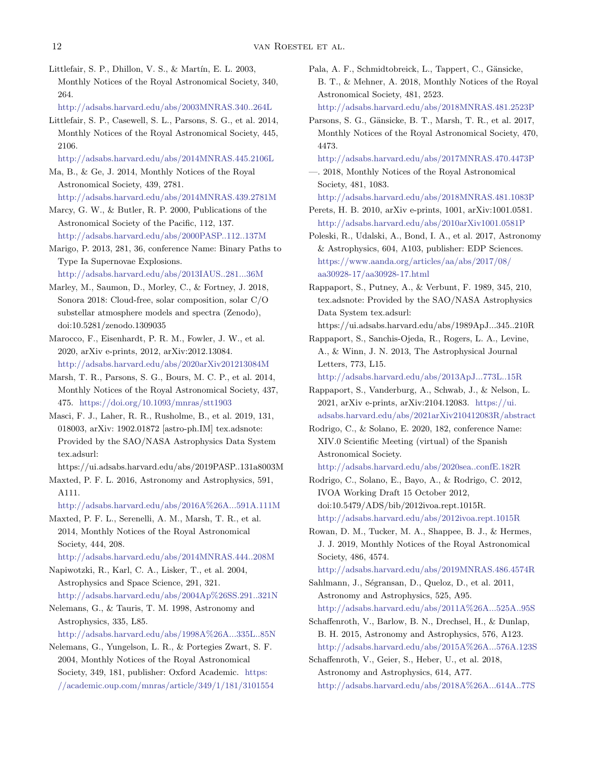Littlefair, S. P., Dhillon, V. S., & Martín, E. L. 2003, Monthly Notices of the Royal Astronomical Society, 340, 264. http://adsabs.harvard.edu/abs/2003MNRAS.340..264L

Littlefair, S. P., Casewell, S. L., Parsons, S. G., et al. 2014, Monthly Notices of the Royal Astronomical Society, 445, 2106. http://adsabs.harvard.edu/abs/2014MNRAS.445.2106L

Ma, B., & Ge, J. 2014, Monthly Notices of the Royal Astronomical Society, 439, 2781. http://adsabs.harvard.edu/abs/2014MNRAS.439.2781M

Marcy, G. W., & Butler, R. P. 2000, Publications of the Astronomical Society of the Pacific, 112, 137. http://adsabs.harvard.edu/abs/2000PASP..112..137M

Marigo, P. 2013, 281, 36, conference Name: Binary Paths to Type Ia Supernovae Explosions. http://adsabs.harvard.edu/abs/2013IAUS..281...36M

Marley, M., Saumon, D., Morley, C., & Fortney, J. 2018, Sonora 2018: Cloud-free, solar composition, solar C/O substellar atmosphere models and spectra (Zenodo), doi:10.5281/zenodo.1309035

Marocco, F., Eisenhardt, P. R. M., Fowler, J. W., et al. 2020, arXiv e-prints, 2012, arXiv:2012.13084. http://adsabs.harvard.edu/abs/2020arXiv201213084M

Marsh, T. R., Parsons, S. G., Bours, M. C. P., et al. 2014, Monthly Notices of the Royal Astronomical Society, 437, 475. https://doi.org/10.1093/mnras/stt1903

Masci, F. J., Laher, R. R., Rusholme, B., et al. 2019, 131, 018003, arXiv: 1902.01872 [astro-ph.IM] tex.adsnote: Provided by the SAO/NASA Astrophysics Data System tex.adsurl: https://ui.adsabs.harvard.edu/abs/2019PASP..131a8003M

Maxted, P. F. L. 2016, Astronomy and Astrophysics, 591, A111. http://adsabs.harvard.edu/abs/2016A%26A...591A.111M

Maxted, P. F. L., Serenelli, A. M., Marsh, T. R., et al. 2014, Monthly Notices of the Royal Astronomical Society, 444, 208. http://adsabs.harvard.edu/abs/2014MNRAS.444..208M

Napiwotzki, R., Karl, C. A., Lisker, T., et al. 2004, Astrophysics and Space Science, 291, 321. http://adsabs.harvard.edu/abs/2004Ap%26SS.291..321N

Nelemans, G., & Tauris, T. M. 1998, Astronomy and Astrophysics, 335, L85. http://adsabs.harvard.edu/abs/1998A%26A...335L..85N

Nelemans, G., Yungelson, L. R., & Portegies Zwart, S. F. 2004, Monthly Notices of the Royal Astronomical Society, 349, 181, publisher: Oxford Academic. https://academic.oup.com/mnras/article/349/1/181/3101554

Pala, A. F., Schmidtobreick, L., Tappert, C., Gänsicke, B. T., & Mehner, A. 2018, Monthly Notices of the Royal Astronomical Society, 481, 2523. http://adsabs.harvard.edu/abs/2018MNRAS.481.2523P

Parsons, S. G., Gänsicke, B. T., Marsh, T. R., et al. 2017, Monthly Notices of the Royal Astronomical Society, 470, 4473. http://adsabs.harvard.edu/abs/2017MNRAS.470.4473P

—. 2018, Monthly Notices of the Royal Astronomical Society, 481, 1083. http://adsabs.harvard.edu/abs/2018MNRAS.481.1083P

Perets, H. B. 2010, arXiv e-prints, 1001, arXiv:1001.0581. http://adsabs.harvard.edu/abs/2010arXiv1001.0581P

Poleski, R., Udalski, A., Bond, I. A., et al. 2017, Astronomy & Astrophysics, 604, A103, publisher: EDP Sciences. https://www.aanda.org/articles/aa/abs/2017/08/aa30928-17/aa30928-17.html

Rappaport, S., Putney, A., & Verbunt, F. 1989, 345, 210, tex.adsnote: Provided by the SAO/NASA Astrophysics Data System tex.adsurl: https://ui.adsabs.harvard.edu/abs/1989ApJ...345..210R

Rappaport, S., Sanchis-Ojeda, R., Rogers, L. A., Levine, A., & Winn, J. N. 2013, The Astrophysical Journal Letters, 773, L15. http://adsabs.harvard.edu/abs/2013ApJ...773L..15R

Rappaport, S., Vanderburg, A., Schwab, J., & Nelson, L. 2021, arXiv e-prints, arXiv:2104.12083. https://ui.adsabs.harvard.edu/abs/2021arXiv210412083R/abstract

Rodrigo, C., & Solano, E. 2020, 182, conference Name: XIV.0 Scientific Meeting (virtual) of the Spanish Astronomical Society. http://adsabs.harvard.edu/abs/2020sea..confE.182R

Rodrigo, C., Solano, E., Bayo, A., & Rodrigo, C. 2012, IVOA Working Draft 15 October 2012, doi:10.5479/ADS/bib/2012ivoa.rept.1015R. http://adsabs.harvard.edu/abs/2012ivoa.rept.1015R

Rowan, D. M., Tucker, M. A., Shappee, B. J., & Hermes, J. J. 2019, Monthly Notices of the Royal Astronomical Society, 486, 4574. http://adsabs.harvard.edu/abs/2019MNRAS.486.4574R

Sahlmann, J., Ségransan, D., Queloz, D., et al. 2011, Astronomy and Astrophysics, 525, A95. http://adsabs.harvard.edu/abs/2011A%26A...525A..95S

Schaffenroth, V., Barlow, B. N., Drechsel, H., & Dunlap, B. H. 2015, Astronomy and Astrophysics, 576, A123. http://adsabs.harvard.edu/abs/2015A%26A...576A.123S

Schaffenroth, V., Geier, S., Heber, U., et al. 2018, Astronomy and Astrophysics, 614, A77. http://adsabs.harvard.edu/abs/2018A%26A...614A..77S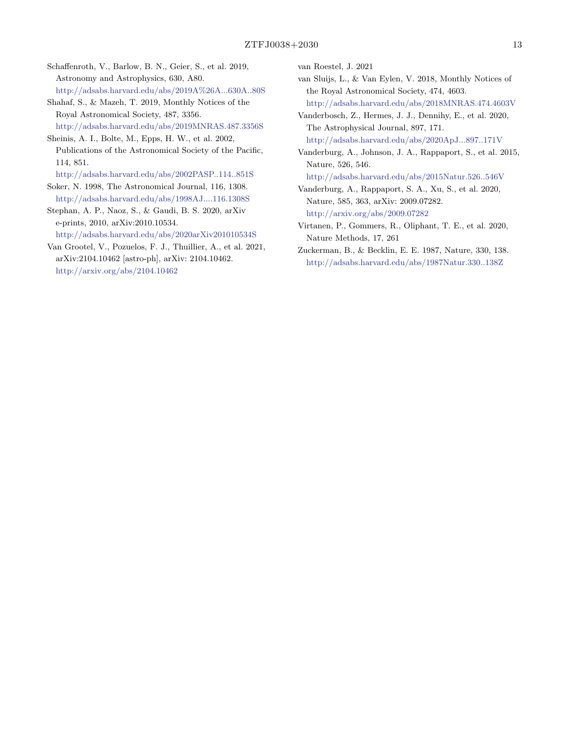Schaffenroth, V., Barlow, B. N., Geier, S., et al. 2019, Astronomy and Astrophysics, 630, A80. http://adsabs.harvard.edu/abs/2019A%26A...630A..80S

Shahaf, S., & Mazeh, T. 2019, Monthly Notices of the Royal Astronomical Society, 487, 3356. http://adsabs.harvard.edu/abs/2019MNRAS.487.3356S

Sheinis, A. I., Bolte, M., Epps, H. W., et al. 2002, Publications of the Astronomical Society of the Pacific, 114, 851. http://adsabs.harvard.edu/abs/2002PASP..114..851S

Soker, N. 1998, The Astronomical Journal, 116, 1308. http://adsabs.harvard.edu/abs/1998AJ....116.1308S

Stephan, A. P., Naoz, S., & Gaudi, B. S. 2020, arXiv e-prints, 2010, arXiv:2010.10534. http://adsabs.harvard.edu/abs/2020arXiv201010534S

Van Grootel, V., Pozuelos, F. J., Thuillier, A., et al. 2021, arXiv:2104.10462 [astro-ph], arXiv: 2104.10462. http://arxiv.org/abs/2104.10462

van Roestel, J. 2021

van Sluijs, L., & Van Eylen, V. 2018, Monthly Notices of the Royal Astronomical Society, 474, 4603. http://adsabs.harvard.edu/abs/2018MNRAS.474.4603V

Vanderbosch, Z., Hermes, J. J., Dennihy, E., et al. 2020, The Astrophysical Journal, 897, 171. http://adsabs.harvard.edu/abs/2020ApJ...897..171V

Vanderburg, A., Johnson, J. A., Rappaport, S., et al. 2015, Nature, 526, 546. http://adsabs.harvard.edu/abs/2015Natur.526..546V

Vanderburg, A., Rappaport, S. A., Xu, S., et al. 2020, Nature, 585, 363, arXiv: 2009.07282. http://arxiv.org/abs/2009.07282

Virtanen, P., Gommers, R., Oliphant, T. E., et al. 2020, Nature Methods, 17, 261

Zuckerman, B., & Becklin, E. E. 1987, Nature, 330, 138. http://adsabs.harvard.edu/abs/1987Natur.330..138Z